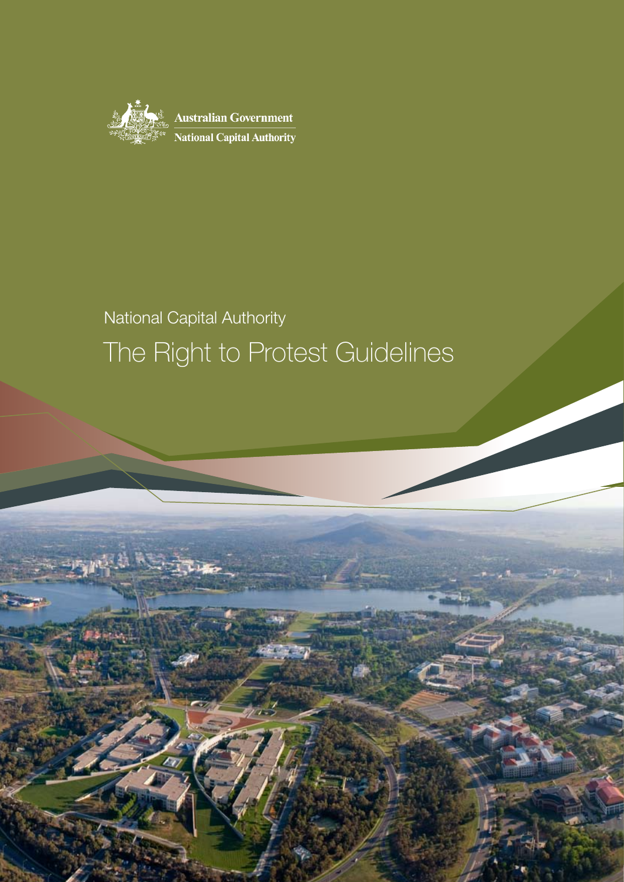Australian Government

National Capital Authority

National Capital Authority

# The Right to Protest Guidelines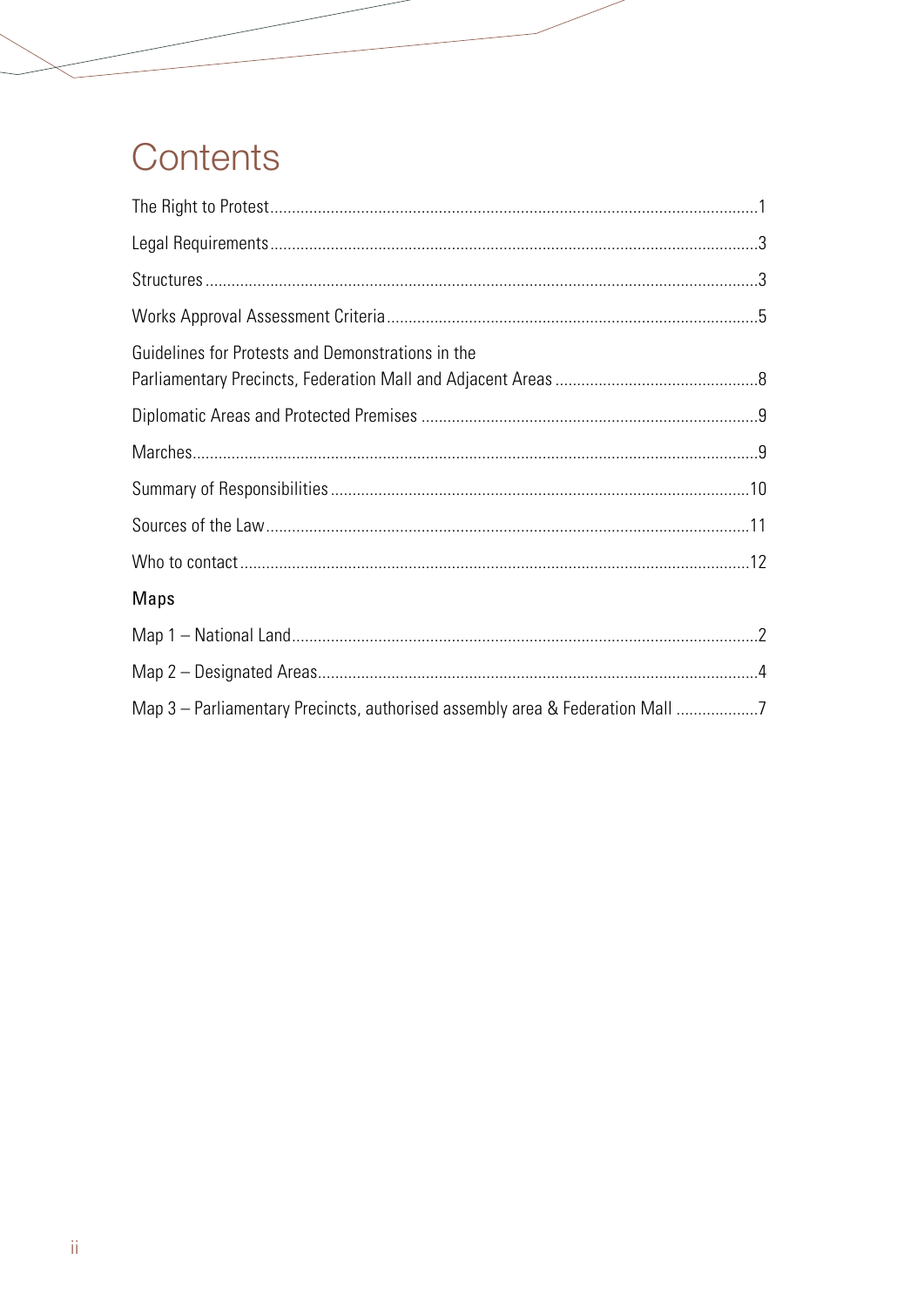# Contents

The Right to Protest ..... 1

Legal Requirements ..... 3

Structures ..... 3

Works Approval Assessment Criteria ..... 5

Guidelines for Protests and Demonstrations in the Parliamentary Precincts, Federation Mall and Adjacent Areas ..... 8

Diplomatic Areas and Protected Premises ..... 9

Marches ..... 9

Summary of Responsibilities ..... 10

Sources of the Law ..... 11

Who to contact ..... 12

## Maps

Map 1 – National Land ..... 2

Map 2 – Designated Areas ..... 4

Map 3 – Parliamentary Precincts, authorised assembly area & Federation Mall ..... 7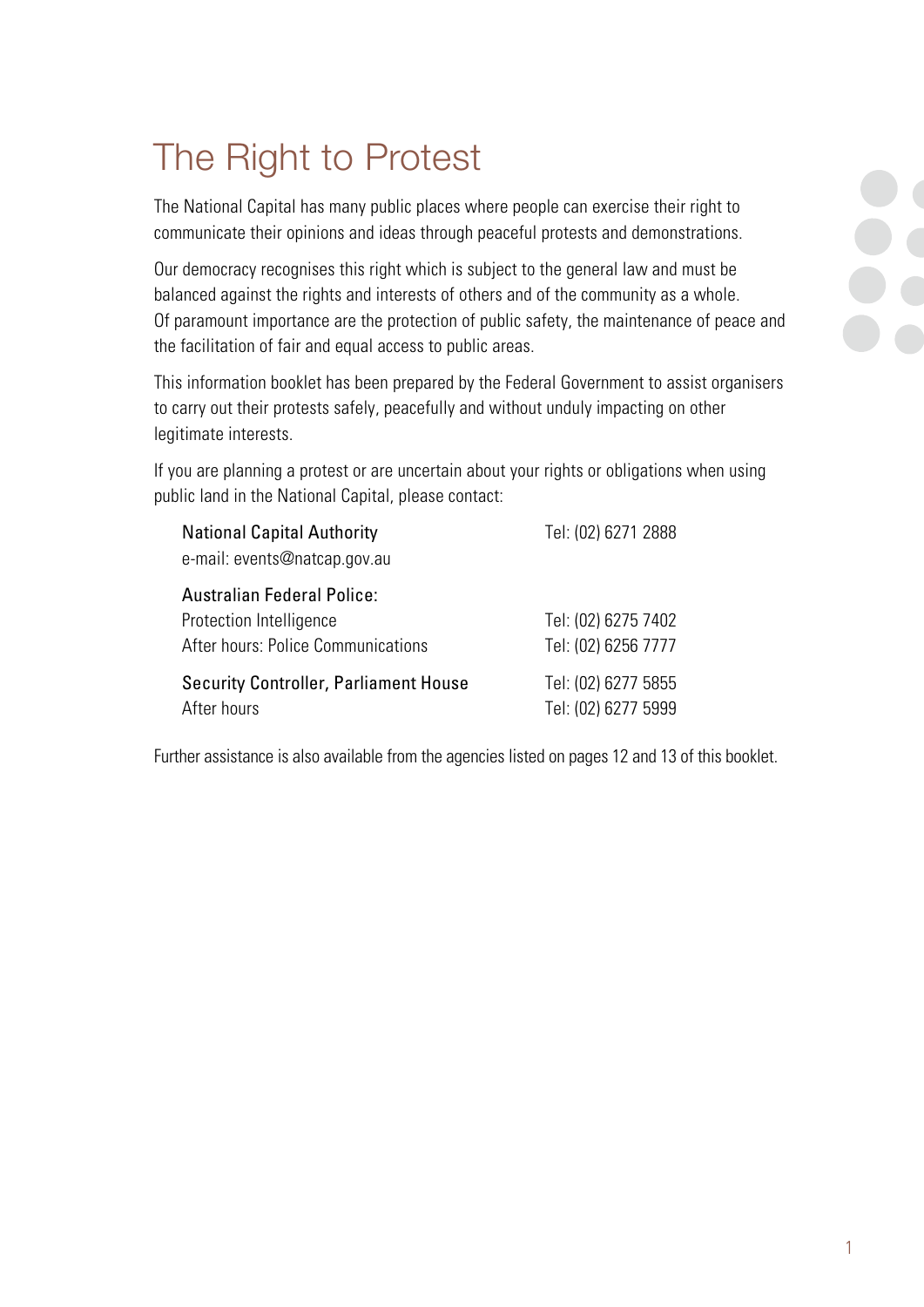# The Right to Protest

The National Capital has many public places where people can exercise their right to communicate their opinions and ideas through peaceful protests and demonstrations.

Our democracy recognises this right which is subject to the general law and must be balanced against the rights and interests of others and of the community as a whole. Of paramount importance are the protection of public safety, the maintenance of peace and the facilitation of fair and equal access to public areas.

This information booklet has been prepared by the Federal Government to assist organisers to carry out their protests safely, peacefully and without unduly impacting on other legitimate interests.

If you are planning a protest or are uncertain about your rights or obligations when using public land in the National Capital, please contact:

| | |
|---|---|
| National Capital Authority | Tel: (02) 6271 2888 |
| e-mail: events@natcap.gov.au | |
| Australian Federal Police: | |
| Protection Intelligence | Tel: (02) 6275 7402 |
| After hours: Police Communications | Tel: (02) 6256 7777 |
| Security Controller, Parliament House | Tel: (02) 6277 5855 |
| After hours | Tel: (02) 6277 5999 |

Further assistance is also available from the agencies listed on pages 12 and 13 of this booklet.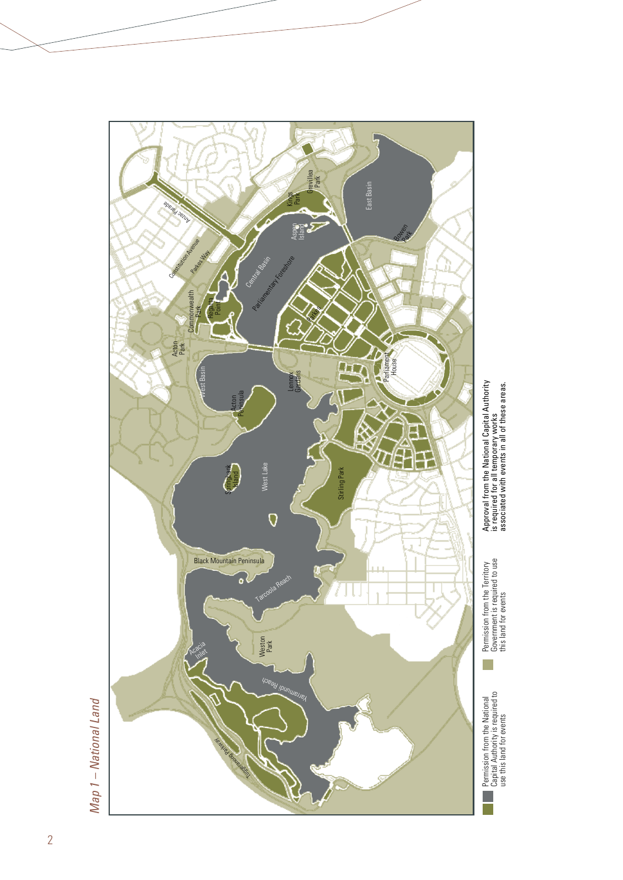*Map 1 – National Land*

Permission from the National Capital Authority is required to use this land for events

Permission from the Territory Government is required to use this land for events

Approval from the National Capital Authority is required for all temporary works associated with events in all of these areas.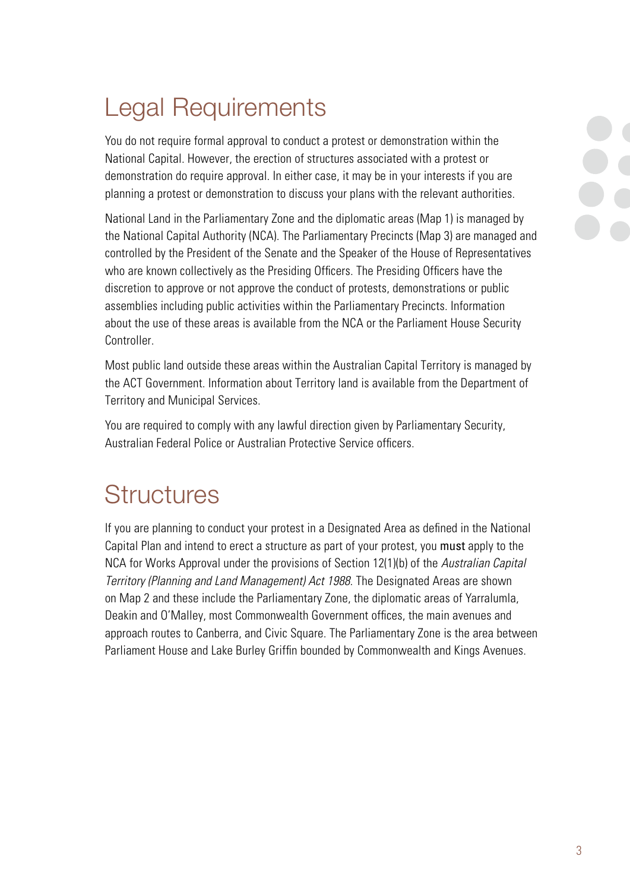# Legal Requirements

You do not require formal approval to conduct a protest or demonstration within the National Capital. However, the erection of structures associated with a protest or demonstration do require approval. In either case, it may be in your interests if you are planning a protest or demonstration to discuss your plans with the relevant authorities.

National Land in the Parliamentary Zone and the diplomatic areas (Map 1) is managed by the National Capital Authority (NCA). The Parliamentary Precincts (Map 3) are managed and controlled by the President of the Senate and the Speaker of the House of Representatives who are known collectively as the Presiding Officers. The Presiding Officers have the discretion to approve or not approve the conduct of protests, demonstrations or public assemblies including public activities within the Parliamentary Precincts. Information about the use of these areas is available from the NCA or the Parliament House Security Controller.

Most public land outside these areas within the Australian Capital Territory is managed by the ACT Government. Information about Territory land is available from the Department of Territory and Municipal Services.

You are required to comply with any lawful direction given by Parliamentary Security, Australian Federal Police or Australian Protective Service officers.

# Structures

If you are planning to conduct your protest in a Designated Area as defined in the National Capital Plan and intend to erect a structure as part of your protest, you **must** apply to the NCA for Works Approval under the provisions of Section 12(1)(b) of the *Australian Capital Territory (Planning and Land Management) Act 1988*. The Designated Areas are shown on Map 2 and these include the Parliamentary Zone, the diplomatic areas of Yarralumla, Deakin and O'Malley, most Commonwealth Government offices, the main avenues and approach routes to Canberra, and Civic Square. The Parliamentary Zone is the area between Parliament House and Lake Burley Griffin bounded by Commonwealth and Kings Avenues.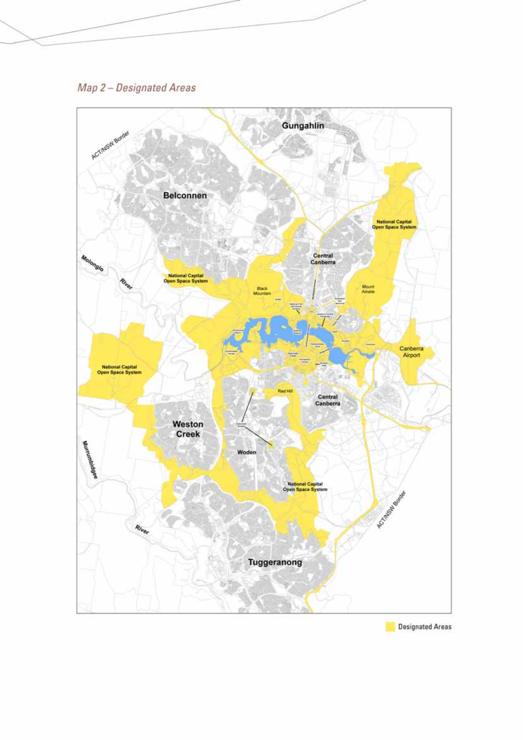*Map 2 – Designated Areas*

Gungahlin

ACT/NSW Border

Belconnen

National Capital Open Space System

Central Canberra

Molonglo River

National Capital Open Space System

Black Mountain

Mount Ainslie

Canberra Airport

National Capital Open Space System

Red Hill

Central Canberra

Weston Creek

Woden

Murrumbidgee River

National Capital Open Space System

ACT/NSW Border

Tuggeranong

Designated Areas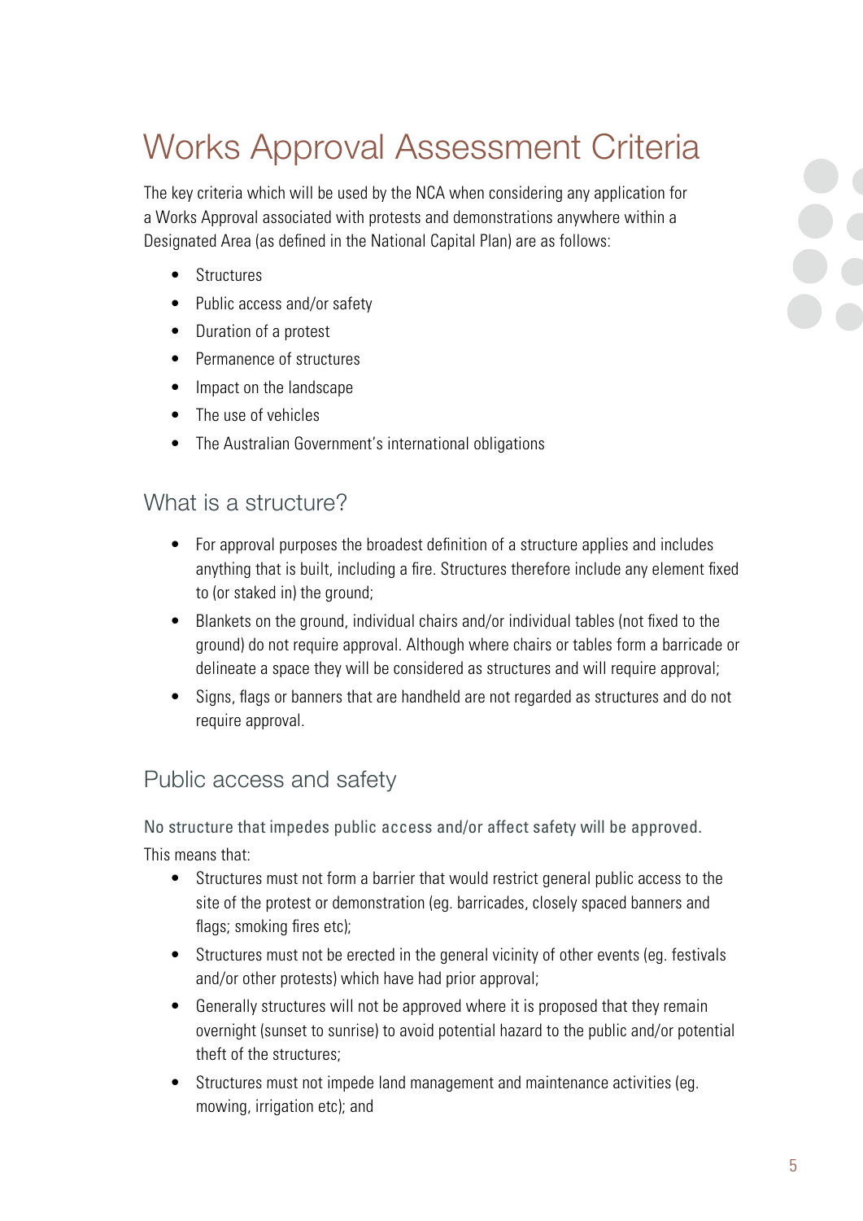# Works Approval Assessment Criteria

The key criteria which will be used by the NCA when considering any application for a Works Approval associated with protests and demonstrations anywhere within a Designated Area (as defined in the National Capital Plan) are as follows:

- Structures
- Public access and/or safety
- Duration of a protest
- Permanence of structures
- Impact on the landscape
- The use of vehicles
- The Australian Government's international obligations

## What is a structure?

- For approval purposes the broadest definition of a structure applies and includes anything that is built, including a fire. Structures therefore include any element fixed to (or staked in) the ground;
- Blankets on the ground, individual chairs and/or individual tables (not fixed to the ground) do not require approval. Although where chairs or tables form a barricade or delineate a space they will be considered as structures and will require approval;
- Signs, flags or banners that are handheld are not regarded as structures and do not require approval.

## Public access and safety

No structure that impedes public access and/or affect safety will be approved.

This means that:

- Structures must not form a barrier that would restrict general public access to the site of the protest or demonstration (eg. barricades, closely spaced banners and flags; smoking fires etc);
- Structures must not be erected in the general vicinity of other events (eg. festivals and/or other protests) which have had prior approval;
- Generally structures will not be approved where it is proposed that they remain overnight (sunset to sunrise) to avoid potential hazard to the public and/or potential theft of the structures;
- Structures must not impede land management and maintenance activities (eg. mowing, irrigation etc); and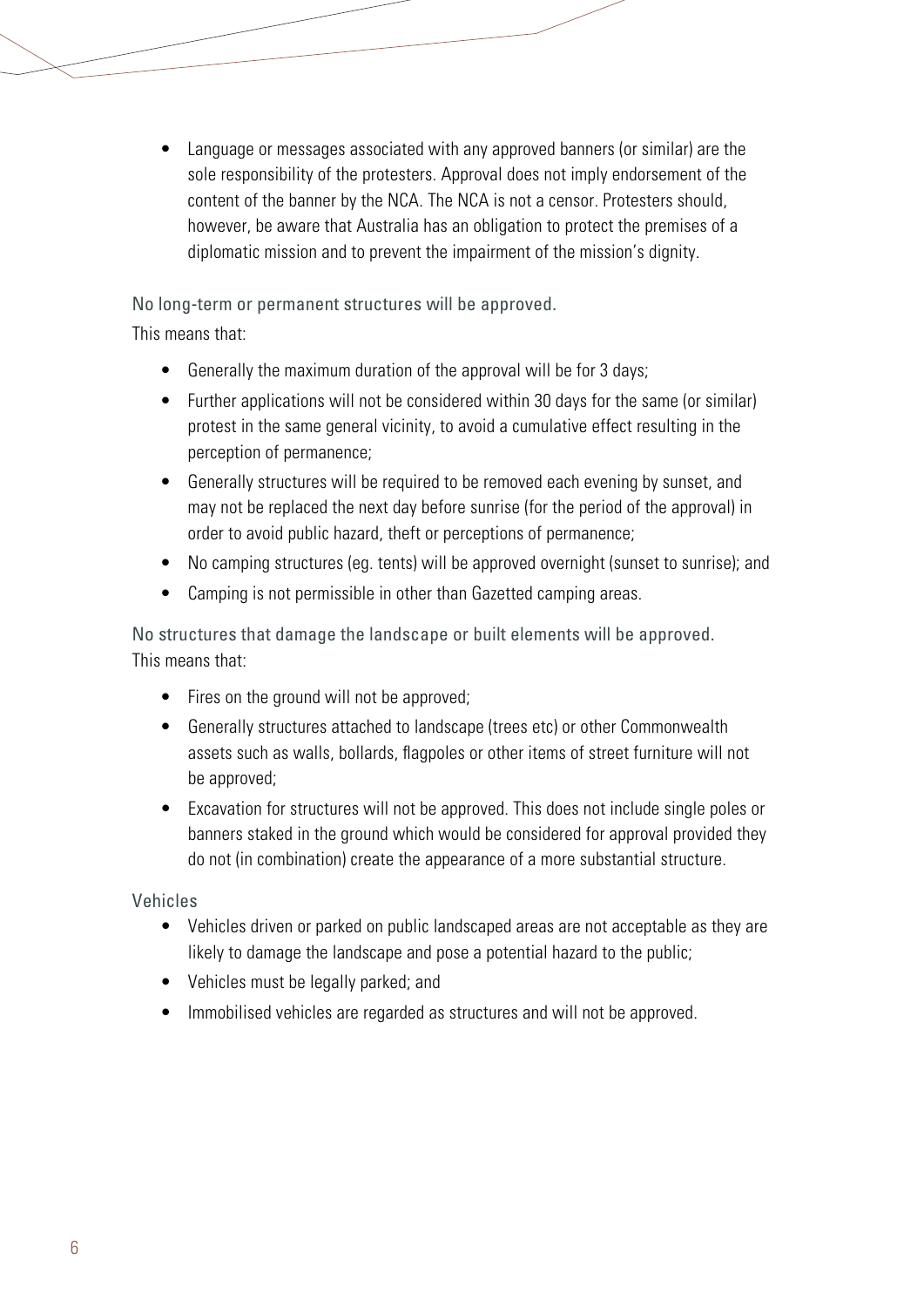- Language or messages associated with any approved banners (or similar) are the sole responsibility of the protesters. Approval does not imply endorsement of the content of the banner by the NCA. The NCA is not a censor. Protesters should, however, be aware that Australia has an obligation to protect the premises of a diplomatic mission and to prevent the impairment of the mission's dignity.

### No long-term or permanent structures will be approved.

This means that:

- Generally the maximum duration of the approval will be for 3 days;
- Further applications will not be considered within 30 days for the same (or similar) protest in the same general vicinity, to avoid a cumulative effect resulting in the perception of permanence;
- Generally structures will be required to be removed each evening by sunset, and may not be replaced the next day before sunrise (for the period of the approval) in order to avoid public hazard, theft or perceptions of permanence;
- No camping structures (eg. tents) will be approved overnight (sunset to sunrise); and
- Camping is not permissible in other than Gazetted camping areas.

### No structures that damage the landscape or built elements will be approved.

This means that:

- Fires on the ground will not be approved;
- Generally structures attached to landscape (trees etc) or other Commonwealth assets such as walls, bollards, flagpoles or other items of street furniture will not be approved;
- Excavation for structures will not be approved. This does not include single poles or banners staked in the ground which would be considered for approval provided they do not (in combination) create the appearance of a more substantial structure.

### Vehicles

- Vehicles driven or parked on public landscaped areas are not acceptable as they are likely to damage the landscape and pose a potential hazard to the public;
- Vehicles must be legally parked; and
- Immobilised vehicles are regarded as structures and will not be approved.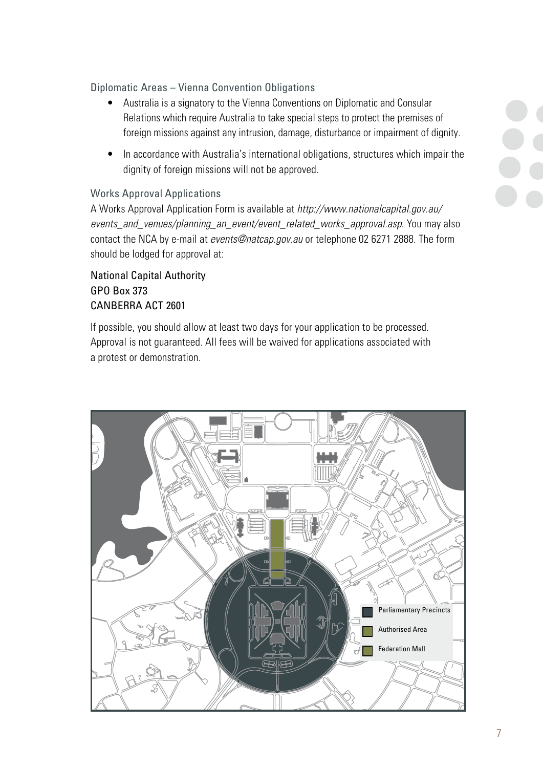## Diplomatic Areas – Vienna Convention Obligations

- Australia is a signatory to the Vienna Conventions on Diplomatic and Consular Relations which require Australia to take special steps to protect the premises of foreign missions against any intrusion, damage, disturbance or impairment of dignity.
- In accordance with Australia's international obligations, structures which impair the dignity of foreign missions will not be approved.

## Works Approval Applications

A Works Approval Application Form is available at *http://www.nationalcapital.gov.au/events_and_venues/planning_an_event/event_related_works_approval.asp*. You may also contact the NCA by e-mail at *events@natcap.gov.au* or telephone 02 6271 2888. The form should be lodged for approval at:

National Capital Authority
GPO Box 373
CANBERRA ACT 2601

If possible, you should allow at least two days for your application to be processed. Approval is not guaranteed. All fees will be waived for applications associated with a protest or demonstration.

Parliamentary Precincts
Authorised Area
Federation Mall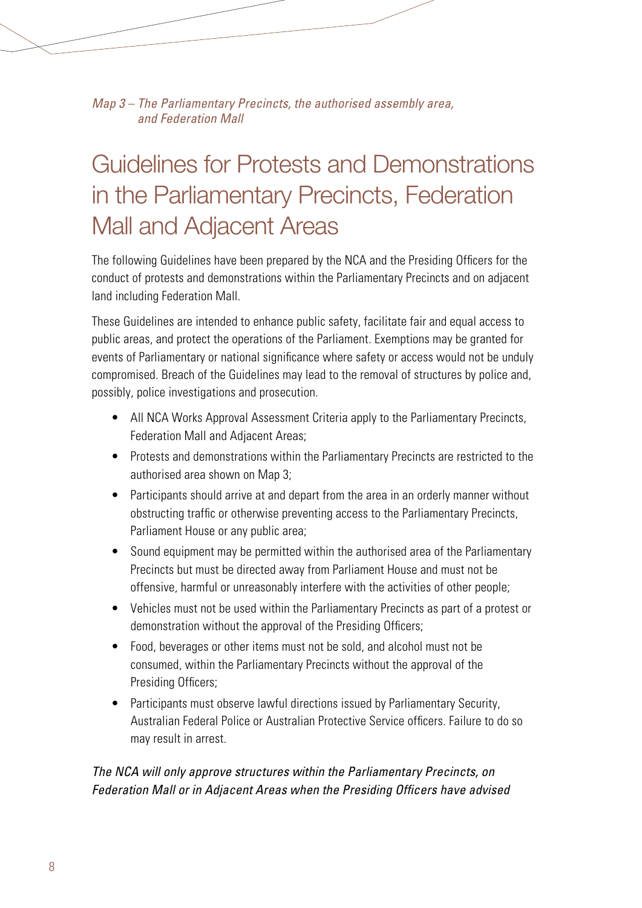*Map 3 – The Parliamentary Precincts, the authorised assembly area, and Federation Mall*

# Guidelines for Protests and Demonstrations in the Parliamentary Precincts, Federation Mall and Adjacent Areas

The following Guidelines have been prepared by the NCA and the Presiding Officers for the conduct of protests and demonstrations within the Parliamentary Precincts and on adjacent land including Federation Mall.

These Guidelines are intended to enhance public safety, facilitate fair and equal access to public areas, and protect the operations of the Parliament. Exemptions may be granted for events of Parliamentary or national significance where safety or access would not be unduly compromised. Breach of the Guidelines may lead to the removal of structures by police and, possibly, police investigations and prosecution.

- All NCA Works Approval Assessment Criteria apply to the Parliamentary Precincts, Federation Mall and Adjacent Areas;
- Protests and demonstrations within the Parliamentary Precincts are restricted to the authorised area shown on Map 3;
- Participants should arrive at and depart from the area in an orderly manner without obstructing traffic or otherwise preventing access to the Parliamentary Precincts, Parliament House or any public area;
- Sound equipment may be permitted within the authorised area of the Parliamentary Precincts but must be directed away from Parliament House and must not be offensive, harmful or unreasonably interfere with the activities of other people;
- Vehicles must not be used within the Parliamentary Precincts as part of a protest or demonstration without the approval of the Presiding Officers;
- Food, beverages or other items must not be sold, and alcohol must not be consumed, within the Parliamentary Precincts without the approval of the Presiding Officers;
- Participants must observe lawful directions issued by Parliamentary Security, Australian Federal Police or Australian Protective Service officers. Failure to do so may result in arrest.

*The NCA will only approve structures within the Parliamentary Precincts, on Federation Mall or in Adjacent Areas when the Presiding Officers have advised*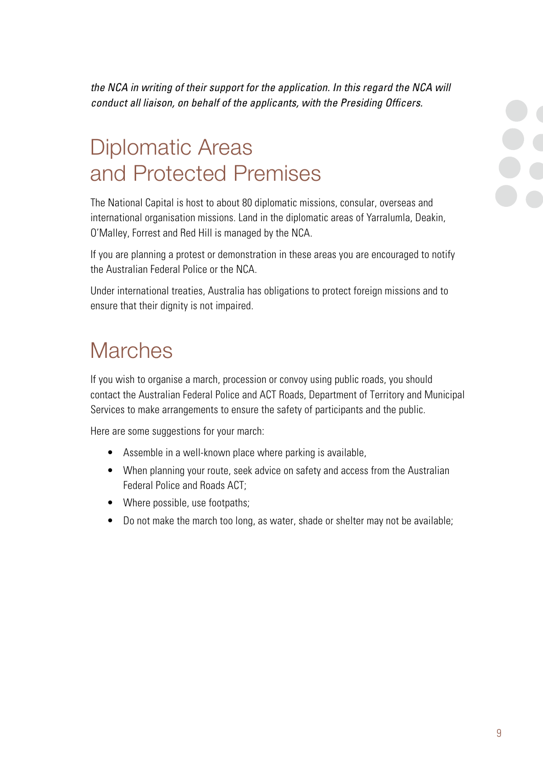*the NCA in writing of their support for the application. In this regard the NCA will conduct all liaison, on behalf of the applicants, with the Presiding Officers.*

# Diplomatic Areas and Protected Premises

The National Capital is host to about 80 diplomatic missions, consular, overseas and international organisation missions. Land in the diplomatic areas of Yarralumla, Deakin, O'Malley, Forrest and Red Hill is managed by the NCA.

If you are planning a protest or demonstration in these areas you are encouraged to notify the Australian Federal Police or the NCA.

Under international treaties, Australia has obligations to protect foreign missions and to ensure that their dignity is not impaired.

# Marches

If you wish to organise a march, procession or convoy using public roads, you should contact the Australian Federal Police and ACT Roads, Department of Territory and Municipal Services to make arrangements to ensure the safety of participants and the public.

Here are some suggestions for your march:

- Assemble in a well-known place where parking is available,
- When planning your route, seek advice on safety and access from the Australian Federal Police and Roads ACT;
- Where possible, use footpaths;
- Do not make the march too long, as water, shade or shelter may not be available;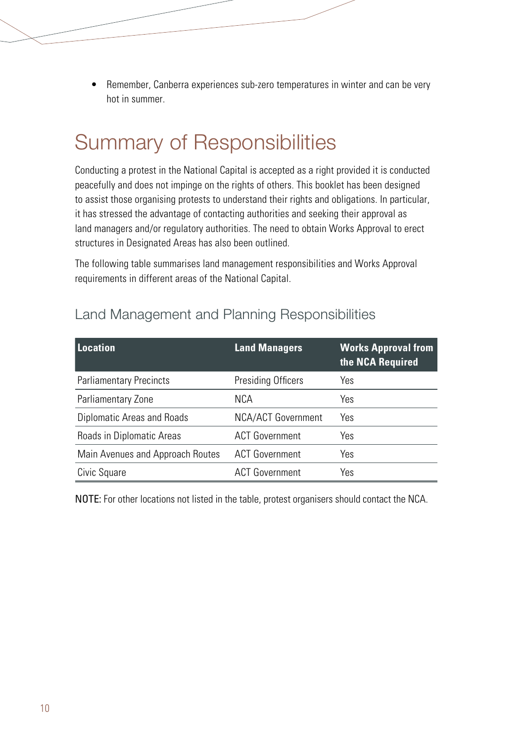- Remember, Canberra experiences sub-zero temperatures in winter and can be very hot in summer.

# Summary of Responsibilities

Conducting a protest in the National Capital is accepted as a right provided it is conducted peacefully and does not impinge on the rights of others. This booklet has been designed to assist those organising protests to understand their rights and obligations. In particular, it has stressed the advantage of contacting authorities and seeking their approval as land managers and/or regulatory authorities. The need to obtain Works Approval to erect structures in Designated Areas has also been outlined.

The following table summarises land management responsibilities and Works Approval requirements in different areas of the National Capital.

## Land Management and Planning Responsibilities

| Location | Land Managers | Works Approval from the NCA Required |
|---|---|---|
| Parliamentary Precincts | Presiding Officers | Yes |
| Parliamentary Zone | NCA | Yes |
| Diplomatic Areas and Roads | NCA/ACT Government | Yes |
| Roads in Diplomatic Areas | ACT Government | Yes |
| Main Avenues and Approach Routes | ACT Government | Yes |
| Civic Square | ACT Government | Yes |

NOTE: For other locations not listed in the table, protest organisers should contact the NCA.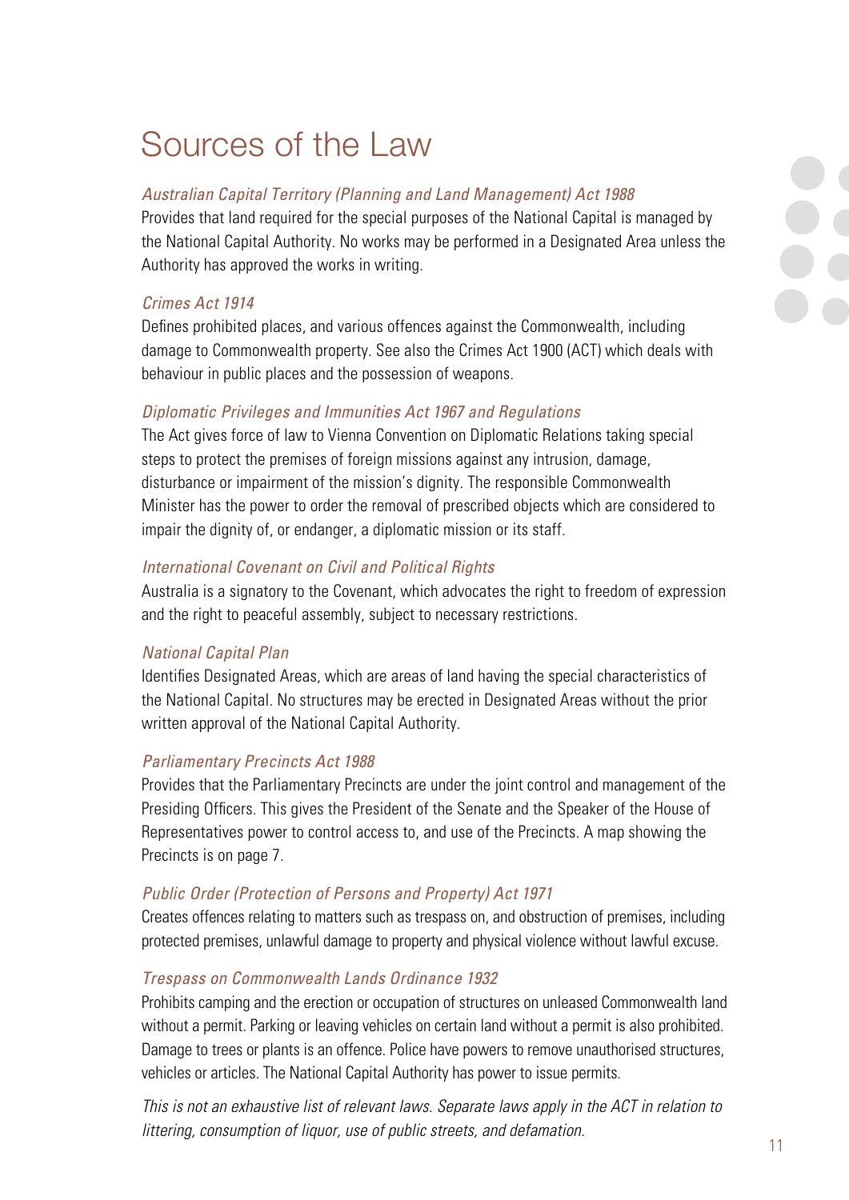# Sources of the Law

*Australian Capital Territory (Planning and Land Management) Act 1988*

Provides that land required for the special purposes of the National Capital is managed by the National Capital Authority. No works may be performed in a Designated Area unless the Authority has approved the works in writing.

*Crimes Act 1914*

Defines prohibited places, and various offences against the Commonwealth, including damage to Commonwealth property. See also the Crimes Act 1900 (ACT) which deals with behaviour in public places and the possession of weapons.

*Diplomatic Privileges and Immunities Act 1967 and Regulations*

The Act gives force of law to Vienna Convention on Diplomatic Relations taking special steps to protect the premises of foreign missions against any intrusion, damage, disturbance or impairment of the mission's dignity. The responsible Commonwealth Minister has the power to order the removal of prescribed objects which are considered to impair the dignity of, or endanger, a diplomatic mission or its staff.

*International Covenant on Civil and Political Rights*

Australia is a signatory to the Covenant, which advocates the right to freedom of expression and the right to peaceful assembly, subject to necessary restrictions.

*National Capital Plan*

Identifies Designated Areas, which are areas of land having the special characteristics of the National Capital. No structures may be erected in Designated Areas without the prior written approval of the National Capital Authority.

*Parliamentary Precincts Act 1988*

Provides that the Parliamentary Precincts are under the joint control and management of the Presiding Officers. This gives the President of the Senate and the Speaker of the House of Representatives power to control access to, and use of the Precincts. A map showing the Precincts is on page 7.

*Public Order (Protection of Persons and Property) Act 1971*

Creates offences relating to matters such as trespass on, and obstruction of premises, including protected premises, unlawful damage to property and physical violence without lawful excuse.

*Trespass on Commonwealth Lands Ordinance 1932*

Prohibits camping and the erection or occupation of structures on unleased Commonwealth land without a permit. Parking or leaving vehicles on certain land without a permit is also prohibited. Damage to trees or plants is an offence. Police have powers to remove unauthorised structures, vehicles or articles. The National Capital Authority has power to issue permits.

*This is not an exhaustive list of relevant laws. Separate laws apply in the ACT in relation to littering, consumption of liquor, use of public streets, and defamation.*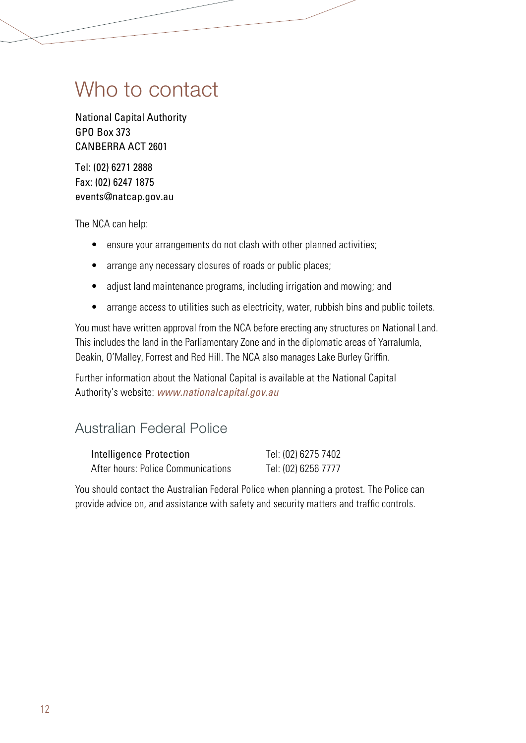# Who to contact

National Capital Authority
GPO Box 373
CANBERRA ACT 2601

Tel: (02) 6271 2888
Fax: (02) 6247 1875
events@natcap.gov.au

The NCA can help:

- ensure your arrangements do not clash with other planned activities;
- arrange any necessary closures of roads or public places;
- adjust land maintenance programs, including irrigation and mowing; and
- arrange access to utilities such as electricity, water, rubbish bins and public toilets.

You must have written approval from the NCA before erecting any structures on National Land. This includes the land in the Parliamentary Zone and in the diplomatic areas of Yarralumla, Deakin, O'Malley, Forrest and Red Hill. The NCA also manages Lake Burley Griffin.

Further information about the National Capital is available at the National Capital Authority's website: *www.nationalcapital.gov.au*

## Australian Federal Police

| | |
|---|---|
| Intelligence Protection | Tel: (02) 6275 7402 |
| After hours: Police Communications | Tel: (02) 6256 7777 |

You should contact the Australian Federal Police when planning a protest. The Police can provide advice on, and assistance with safety and security matters and traffic controls.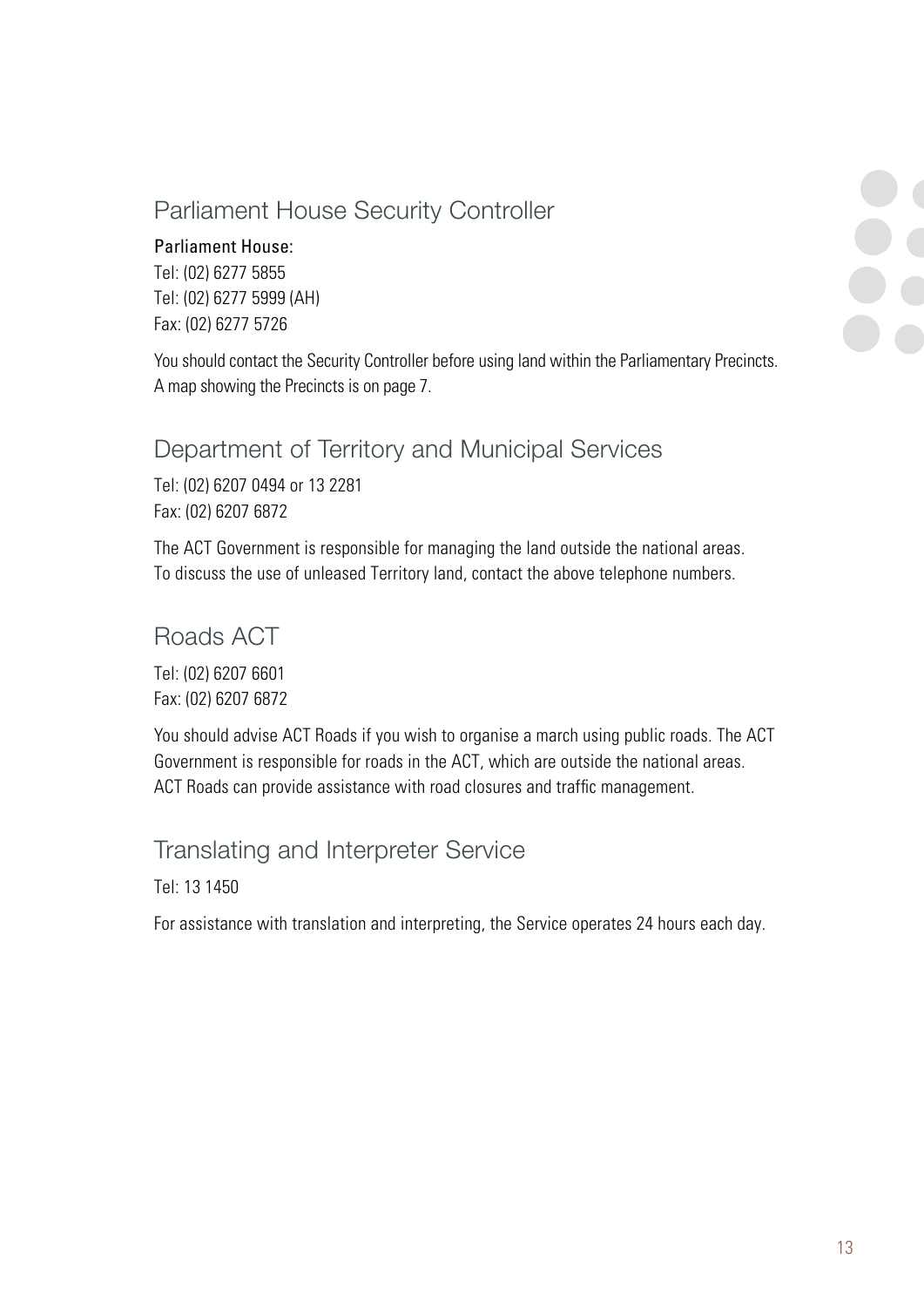## Parliament House Security Controller

Parliament House:
Tel: (02) 6277 5855
Tel: (02) 6277 5999 (AH)
Fax: (02) 6277 5726

You should contact the Security Controller before using land within the Parliamentary Precincts. A map showing the Precincts is on page 7.

## Department of Territory and Municipal Services

Tel: (02) 6207 0494 or 13 2281
Fax: (02) 6207 6872

The ACT Government is responsible for managing the land outside the national areas. To discuss the use of unleased Territory land, contact the above telephone numbers.

## Roads ACT

Tel: (02) 6207 6601
Fax: (02) 6207 6872

You should advise ACT Roads if you wish to organise a march using public roads. The ACT Government is responsible for roads in the ACT, which are outside the national areas. ACT Roads can provide assistance with road closures and traffic management.

## Translating and Interpreter Service

Tel: 13 1450

For assistance with translation and interpreting, the Service operates 24 hours each day.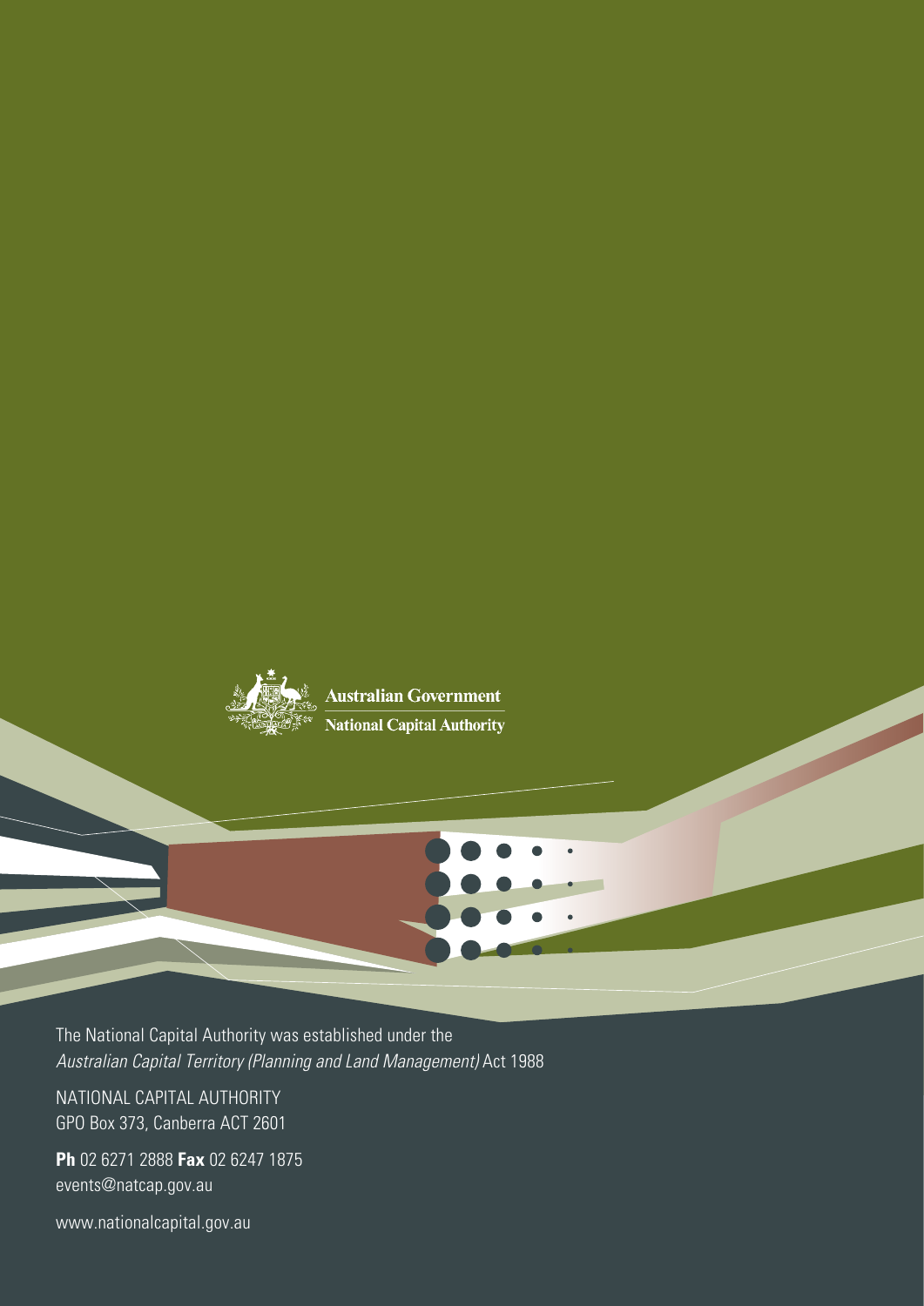Australian Government

National Capital Authority

The National Capital Authority was established under the *Australian Capital Territory (Planning and Land Management)* Act 1988

NATIONAL CAPITAL AUTHORITY
GPO Box 373, Canberra ACT 2601

**Ph** 02 6271 2888 **Fax** 02 6247 1875
events@natcap.gov.au

www.nationalcapital.gov.au